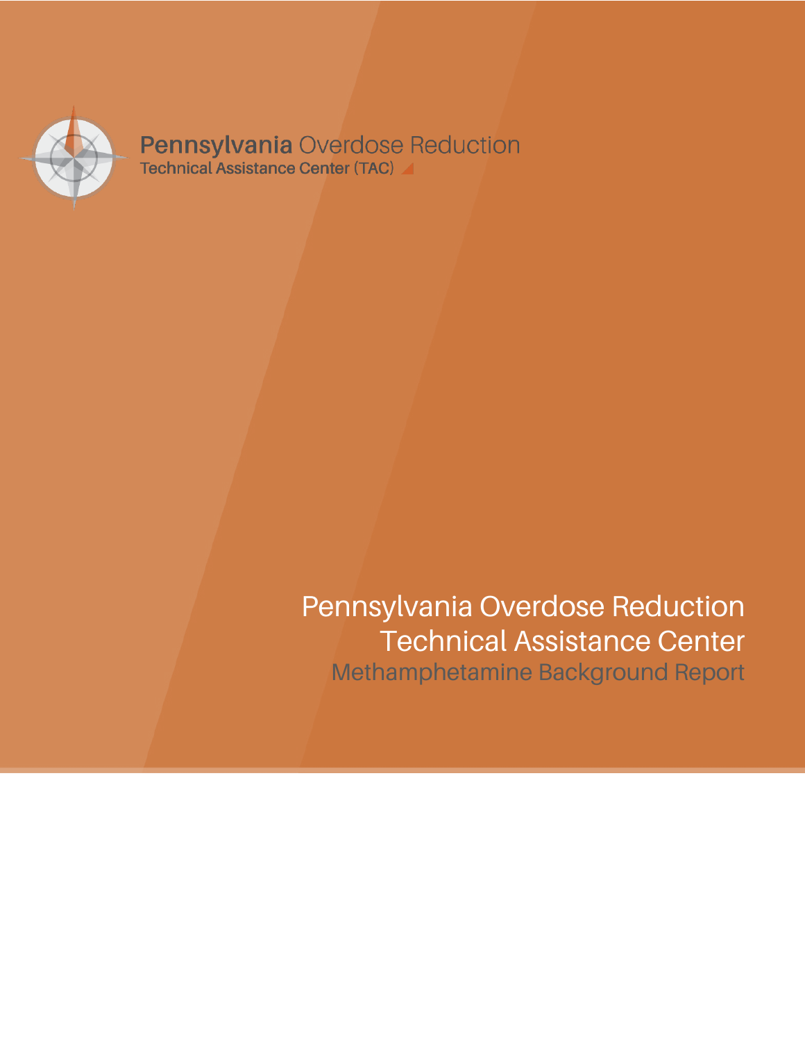**Pennsylvania** Overdose Reduction
Technical Assistance Center (TAC)

# Pennsylvania Overdose Reduction Technical Assistance Center

## Methamphetamine Background Report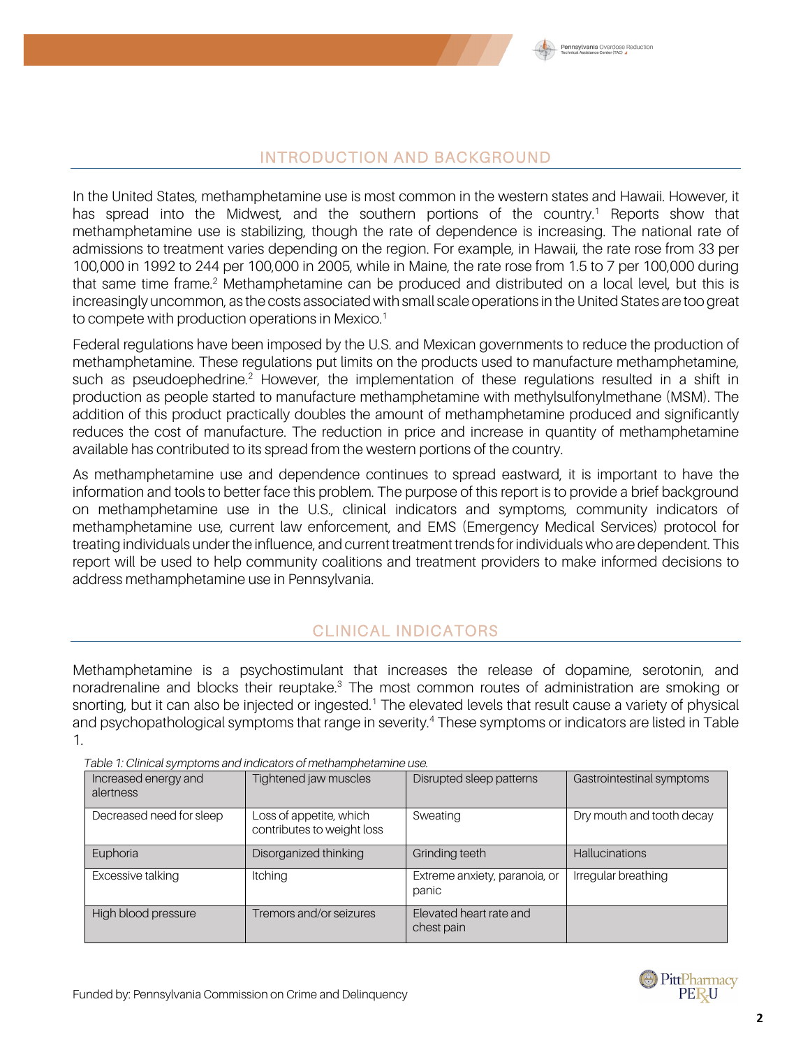## INTRODUCTION AND BACKGROUND

In the United States, methamphetamine use is most common in the western states and Hawaii. However, it has spread into the Midwest, and the southern portions of the country.[1] Reports show that methamphetamine use is stabilizing, though the rate of dependence is increasing. The national rate of admissions to treatment varies depending on the region. For example, in Hawaii, the rate rose from 33 per 100,000 in 1992 to 244 per 100,000 in 2005, while in Maine, the rate rose from 1.5 to 7 per 100,000 during that same time frame.[2] Methamphetamine can be produced and distributed on a local level, but this is increasingly uncommon, as the costs associated with small scale operations in the United States are too great to compete with production operations in Mexico.[1]

Federal regulations have been imposed by the U.S. and Mexican governments to reduce the production of methamphetamine. These regulations put limits on the products used to manufacture methamphetamine, such as pseudoephedrine.[2] However, the implementation of these regulations resulted in a shift in production as people started to manufacture methamphetamine with methylsulfonylmethane (MSM). The addition of this product practically doubles the amount of methamphetamine produced and significantly reduces the cost of manufacture. The reduction in price and increase in quantity of methamphetamine available has contributed to its spread from the western portions of the country.

As methamphetamine use and dependence continues to spread eastward, it is important to have the information and tools to better face this problem. The purpose of this report is to provide a brief background on methamphetamine use in the U.S., clinical indicators and symptoms, community indicators of methamphetamine use, current law enforcement, and EMS (Emergency Medical Services) protocol for treating individuals under the influence, and current treatment trends for individuals who are dependent. This report will be used to help community coalitions and treatment providers to make informed decisions to address methamphetamine use in Pennsylvania.

## CLINICAL INDICATORS

Methamphetamine is a psychostimulant that increases the release of dopamine, serotonin, and noradrenaline and blocks their reuptake.[3] The most common routes of administration are smoking or snorting, but it can also be injected or ingested.[1] The elevated levels that result cause a variety of physical and psychopathological symptoms that range in severity.[4] These symptoms or indicators are listed in Table 1.

*Table 1: Clinical symptoms and indicators of methamphetamine use.*

| | | | |
|---|---|---|---|
| Increased energy and alertness | Tightened jaw muscles | Disrupted sleep patterns | Gastrointestinal symptoms |
| Decreased need for sleep | Loss of appetite, which contributes to weight loss | Sweating | Dry mouth and tooth decay |
| Euphoria | Disorganized thinking | Grinding teeth | Hallucinations |
| Excessive talking | Itching | Extreme anxiety, paranoia, or panic | Irregular breathing |
| High blood pressure | Tremors and/or seizures | Elevated heart rate and chest pain | |

Funded by: Pennsylvania Commission on Crime and Delinquency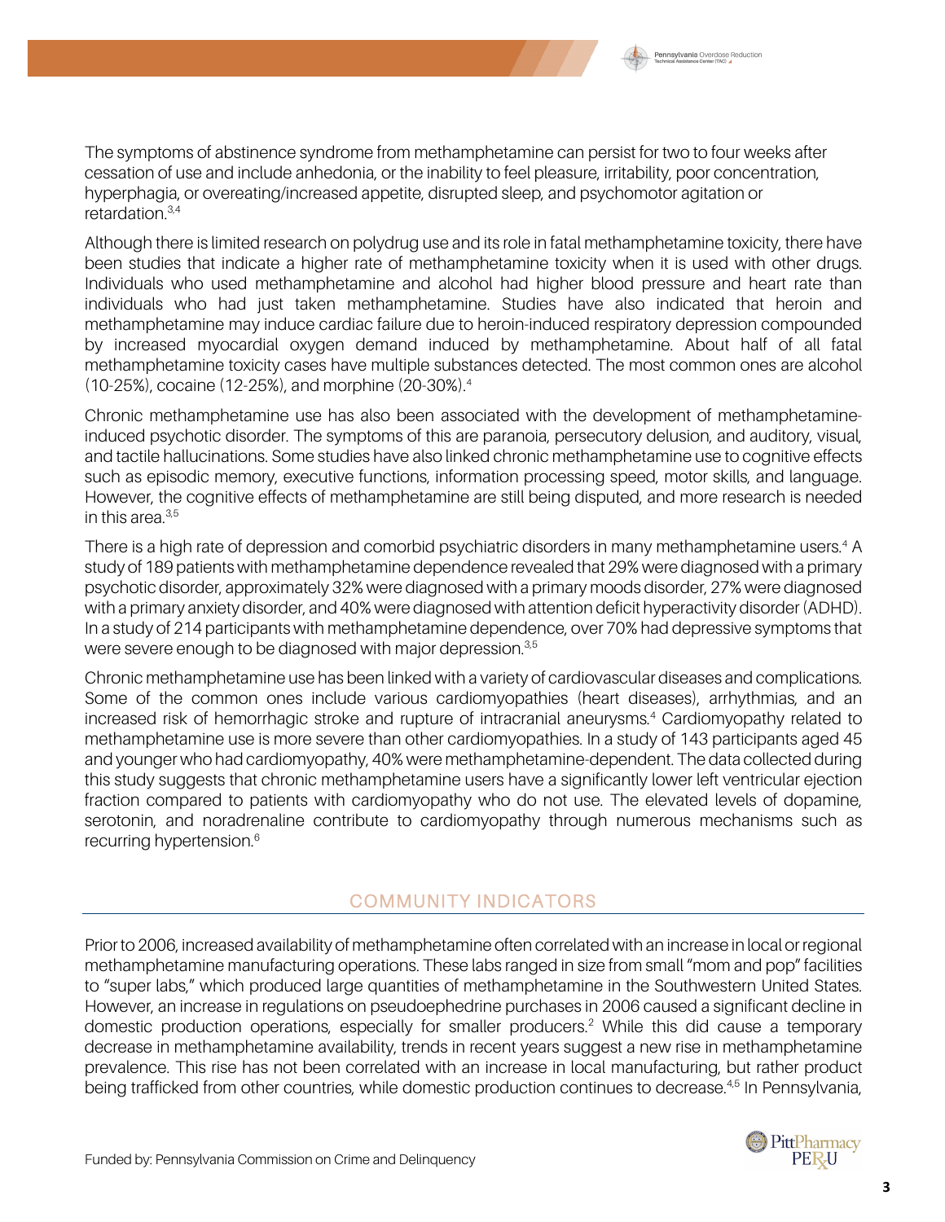The symptoms of abstinence syndrome from methamphetamine can persist for two to four weeks after cessation of use and include anhedonia, or the inability to feel pleasure, irritability, poor concentration, hyperphagia, or overeating/increased appetite, disrupted sleep, and psychomotor agitation or retardation.[3,4]

Although there is limited research on polydrug use and its role in fatal methamphetamine toxicity, there have been studies that indicate a higher rate of methamphetamine toxicity when it is used with other drugs. Individuals who used methamphetamine and alcohol had higher blood pressure and heart rate than individuals who had just taken methamphetamine. Studies have also indicated that heroin and methamphetamine may induce cardiac failure due to heroin-induced respiratory depression compounded by increased myocardial oxygen demand induced by methamphetamine. About half of all fatal methamphetamine toxicity cases have multiple substances detected. The most common ones are alcohol (10-25%), cocaine (12-25%), and morphine (20-30%).[4]

Chronic methamphetamine use has also been associated with the development of methamphetamine-induced psychotic disorder. The symptoms of this are paranoia, persecutory delusion, and auditory, visual, and tactile hallucinations. Some studies have also linked chronic methamphetamine use to cognitive effects such as episodic memory, executive functions, information processing speed, motor skills, and language. However, the cognitive effects of methamphetamine are still being disputed, and more research is needed in this area.[3,5]

There is a high rate of depression and comorbid psychiatric disorders in many methamphetamine users.[4] A study of 189 patients with methamphetamine dependence revealed that 29% were diagnosed with a primary psychotic disorder, approximately 32% were diagnosed with a primary moods disorder, 27% were diagnosed with a primary anxiety disorder, and 40% were diagnosed with attention deficit hyperactivity disorder (ADHD). In a study of 214 participants with methamphetamine dependence, over 70% had depressive symptoms that were severe enough to be diagnosed with major depression.[3,5]

Chronic methamphetamine use has been linked with a variety of cardiovascular diseases and complications. Some of the common ones include various cardiomyopathies (heart diseases), arrhythmias, and an increased risk of hemorrhagic stroke and rupture of intracranial aneurysms.[4] Cardiomyopathy related to methamphetamine use is more severe than other cardiomyopathies. In a study of 143 participants aged 45 and younger who had cardiomyopathy, 40% were methamphetamine-dependent. The data collected during this study suggests that chronic methamphetamine users have a significantly lower left ventricular ejection fraction compared to patients with cardiomyopathy who do not use. The elevated levels of dopamine, serotonin, and noradrenaline contribute to cardiomyopathy through numerous mechanisms such as recurring hypertension.[6]

## COMMUNITY INDICATORS

Prior to 2006, increased availability of methamphetamine often correlated with an increase in local or regional methamphetamine manufacturing operations. These labs ranged in size from small "mom and pop" facilities to "super labs," which produced large quantities of methamphetamine in the Southwestern United States. However, an increase in regulations on pseudoephedrine purchases in 2006 caused a significant decline in domestic production operations, especially for smaller producers.[2] While this did cause a temporary decrease in methamphetamine availability, trends in recent years suggest a new rise in methamphetamine prevalence. This rise has not been correlated with an increase in local manufacturing, but rather product being trafficked from other countries, while domestic production continues to decrease.[4,5] In Pennsylvania,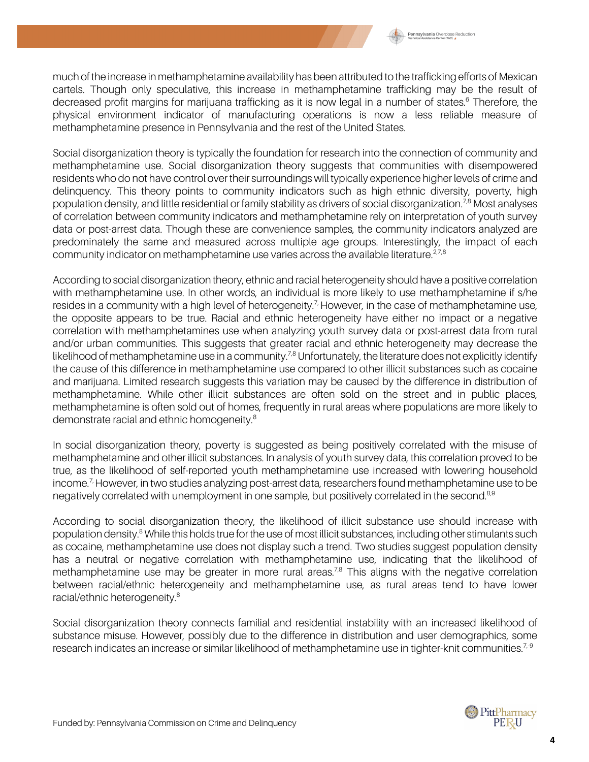much of the increase in methamphetamine availability has been attributed to the trafficking efforts of Mexican cartels. Though only speculative, this increase in methamphetamine trafficking may be the result of decreased profit margins for marijuana trafficking as it is now legal in a number of states.[6] Therefore, the physical environment indicator of manufacturing operations is now a less reliable measure of methamphetamine presence in Pennsylvania and the rest of the United States.

Social disorganization theory is typically the foundation for research into the connection of community and methamphetamine use. Social disorganization theory suggests that communities with disempowered residents who do not have control over their surroundings will typically experience higher levels of crime and delinquency. This theory points to community indicators such as high ethnic diversity, poverty, high population density, and little residential or family stability as drivers of social disorganization.[7,8] Most analyses of correlation between community indicators and methamphetamine use rely on interpretation of youth survey data or post-arrest data. Though these are convenience samples, the community indicators analyzed are predominately the same and measured across multiple age groups. Interestingly, the impact of each community indicator on methamphetamine use varies across the available literature.[2,7,8]

According to social disorganization theory, ethnic and racial heterogeneity should have a positive correlation with methamphetamine use. In other words, an individual is more likely to use methamphetamine if s/he resides in a community with a high level of heterogeneity.[7] However, in the case of methamphetamine use, the opposite appears to be true. Racial and ethnic heterogeneity have either no impact or a negative correlation with methamphetamines use when analyzing youth survey data or post-arrest data from rural and/or urban communities. This suggests that greater racial and ethnic heterogeneity may decrease the likelihood of methamphetamine use in a community.[7,8] Unfortunately, the literature does not explicitly identify the cause of this difference in methamphetamine use compared to other illicit substances such as cocaine and marijuana. Limited research suggests this variation may be caused by the difference in distribution of methamphetamine. While other illicit substances are often sold on the street and in public places, methamphetamine is often sold out of homes, frequently in rural areas where populations are more likely to demonstrate racial and ethnic homogeneity.[8]

In social disorganization theory, poverty is suggested as being positively correlated with the misuse of methamphetamine and other illicit substances. In analysis of youth survey data, this correlation proved to be true, as the likelihood of self-reported youth methamphetamine use increased with lowering household income.[7] However, in two studies analyzing post-arrest data, researchers found methamphetamine use to be negatively correlated with unemployment in one sample, but positively correlated in the second.[8,9]

According to social disorganization theory, the likelihood of illicit substance use should increase with population density.[8] While this holds true for the use of most illicit substances, including other stimulants such as cocaine, methamphetamine use does not display such a trend. Two studies suggest population density has a neutral or negative correlation with methamphetamine use, indicating that the likelihood of methamphetamine use may be greater in more rural areas.[7,8] This aligns with the negative correlation between racial/ethnic heterogeneity and methamphetamine use, as rural areas tend to have lower racial/ethnic heterogeneity.[8]

Social disorganization theory connects familial and residential instability with an increased likelihood of substance misuse. However, possibly due to the difference in distribution and user demographics, some research indicates an increase or similar likelihood of methamphetamine use in tighter-knit communities.[7-9]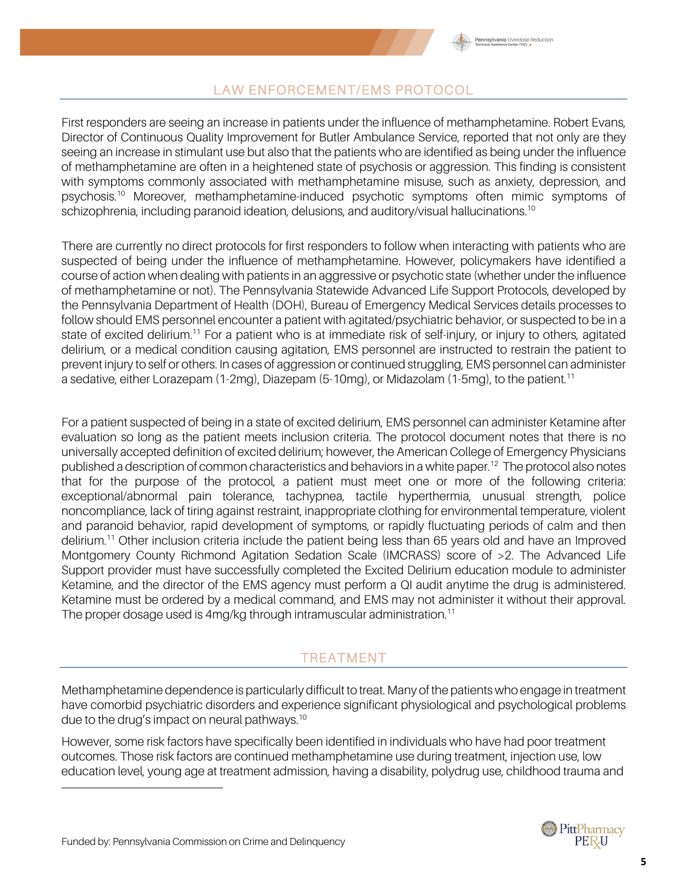## LAW ENFORCEMENT/EMS PROTOCOL

First responders are seeing an increase in patients under the influence of methamphetamine. Robert Evans, Director of Continuous Quality Improvement for Butler Ambulance Service, reported that not only are they seeing an increase in stimulant use but also that the patients who are identified as being under the influence of methamphetamine are often in a heightened state of psychosis or aggression. This finding is consistent with symptoms commonly associated with methamphetamine misuse, such as anxiety, depression, and psychosis.[10] Moreover, methamphetamine-induced psychotic symptoms often mimic symptoms of schizophrenia, including paranoid ideation, delusions, and auditory/visual hallucinations.[10]

There are currently no direct protocols for first responders to follow when interacting with patients who are suspected of being under the influence of methamphetamine. However, policymakers have identified a course of action when dealing with patients in an aggressive or psychotic state (whether under the influence of methamphetamine or not). The Pennsylvania Statewide Advanced Life Support Protocols, developed by the Pennsylvania Department of Health (DOH), Bureau of Emergency Medical Services details processes to follow should EMS personnel encounter a patient with agitated/psychiatric behavior, or suspected to be in a state of excited delirium.[11] For a patient who is at immediate risk of self-injury, or injury to others, agitated delirium, or a medical condition causing agitation, EMS personnel are instructed to restrain the patient to prevent injury to self or others. In cases of aggression or continued struggling, EMS personnel can administer a sedative, either Lorazepam (1-2mg), Diazepam (5-10mg), or Midazolam (1-5mg), to the patient.[11]

For a patient suspected of being in a state of excited delirium, EMS personnel can administer Ketamine after evaluation so long as the patient meets inclusion criteria. The protocol document notes that there is no universally accepted definition of excited delirium; however, the American College of Emergency Physicians published a description of common characteristics and behaviors in a white paper.[12] The protocol also notes that for the purpose of the protocol, a patient must meet one or more of the following criteria: exceptional/abnormal pain tolerance, tachypnea, tactile hyperthermia, unusual strength, police noncompliance, lack of tiring against restraint, inappropriate clothing for environmental temperature, violent and paranoid behavior, rapid development of symptoms, or rapidly fluctuating periods of calm and then delirium.[11] Other inclusion criteria include the patient being less than 65 years old and have an Improved Montgomery County Richmond Agitation Sedation Scale (IMCRASS) score of >2. The Advanced Life Support provider must have successfully completed the Excited Delirium education module to administer Ketamine, and the director of the EMS agency must perform a QI audit anytime the drug is administered. Ketamine must be ordered by a medical command, and EMS may not administer it without their approval. The proper dosage used is 4mg/kg through intramuscular administration.[11]

## TREATMENT

Methamphetamine dependence is particularly difficult to treat. Many of the patients who engage in treatment have comorbid psychiatric disorders and experience significant physiological and psychological problems due to the drug's impact on neural pathways.[10]

However, some risk factors have specifically been identified in individuals who have had poor treatment outcomes. Those risk factors are continued methamphetamine use during treatment, injection use, low education level, young age at treatment admission, having a disability, polydrug use, childhood trauma and

Funded by: Pennsylvania Commission on Crime and Delinquency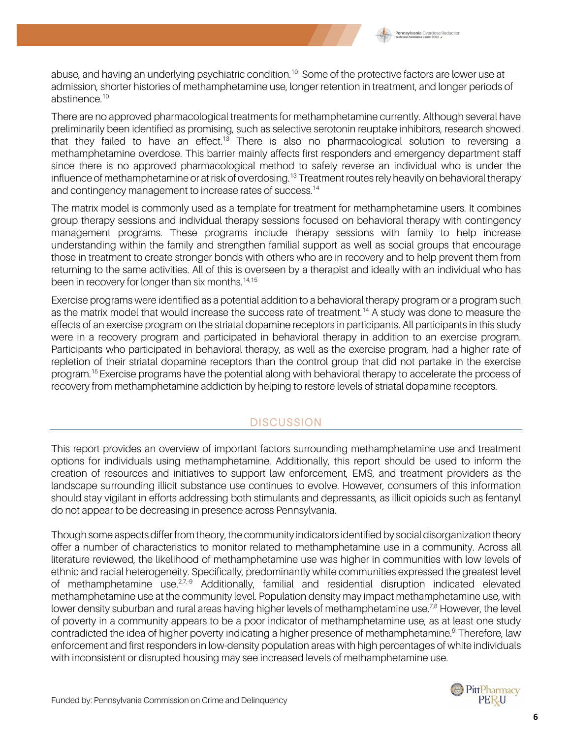abuse, and having an underlying psychiatric condition.[10] Some of the protective factors are lower use at admission, shorter histories of methamphetamine use, longer retention in treatment, and longer periods of abstinence.[10]

There are no approved pharmacological treatments for methamphetamine currently. Although several have preliminarily been identified as promising, such as selective serotonin reuptake inhibitors, research showed that they failed to have an effect.[13] There is also no pharmacological solution to reversing a methamphetamine overdose. This barrier mainly affects first responders and emergency department staff since there is no approved pharmacological method to safely reverse an individual who is under the influence of methamphetamine or at risk of overdosing.[13] Treatment routes rely heavily on behavioral therapy and contingency management to increase rates of success.[14]

The matrix model is commonly used as a template for treatment for methamphetamine users. It combines group therapy sessions and individual therapy sessions focused on behavioral therapy with contingency management programs. These programs include therapy sessions with family to help increase understanding within the family and strengthen familial support as well as social groups that encourage those in treatment to create stronger bonds with others who are in recovery and to help prevent them from returning to the same activities. All of this is overseen by a therapist and ideally with an individual who has been in recovery for longer than six months.[14,15]

Exercise programs were identified as a potential addition to a behavioral therapy program or a program such as the matrix model that would increase the success rate of treatment.[14] A study was done to measure the effects of an exercise program on the striatal dopamine receptors in participants. All participants in this study were in a recovery program and participated in behavioral therapy in addition to an exercise program. Participants who participated in behavioral therapy, as well as the exercise program, had a higher rate of repletion of their striatal dopamine receptors than the control group that did not partake in the exercise program.[15] Exercise programs have the potential along with behavioral therapy to accelerate the process of recovery from methamphetamine addiction by helping to restore levels of striatal dopamine receptors.

## DISCUSSION

This report provides an overview of important factors surrounding methamphetamine use and treatment options for individuals using methamphetamine. Additionally, this report should be used to inform the creation of resources and initiatives to support law enforcement, EMS, and treatment providers as the landscape surrounding illicit substance use continues to evolve. However, consumers of this information should stay vigilant in efforts addressing both stimulants and depressants, as illicit opioids such as fentanyl do not appear to be decreasing in presence across Pennsylvania.

Though some aspects differ from theory, the community indicators identified by social disorganization theory offer a number of characteristics to monitor related to methamphetamine use in a community. Across all literature reviewed, the likelihood of methamphetamine use was higher in communities with low levels of ethnic and racial heterogeneity. Specifically, predominantly white communities expressed the greatest level of methamphetamine use.[2,7,-9] Additionally, familial and residential disruption indicated elevated methamphetamine use at the community level. Population density may impact methamphetamine use, with lower density suburban and rural areas having higher levels of methamphetamine use.[7,8] However, the level of poverty in a community appears to be a poor indicator of methamphetamine use, as at least one study contradicted the idea of higher poverty indicating a higher presence of methamphetamine.[9] Therefore, law enforcement and first responders in low-density population areas with high percentages of white individuals with inconsistent or disrupted housing may see increased levels of methamphetamine use.

Funded by: Pennsylvania Commission on Crime and Delinquency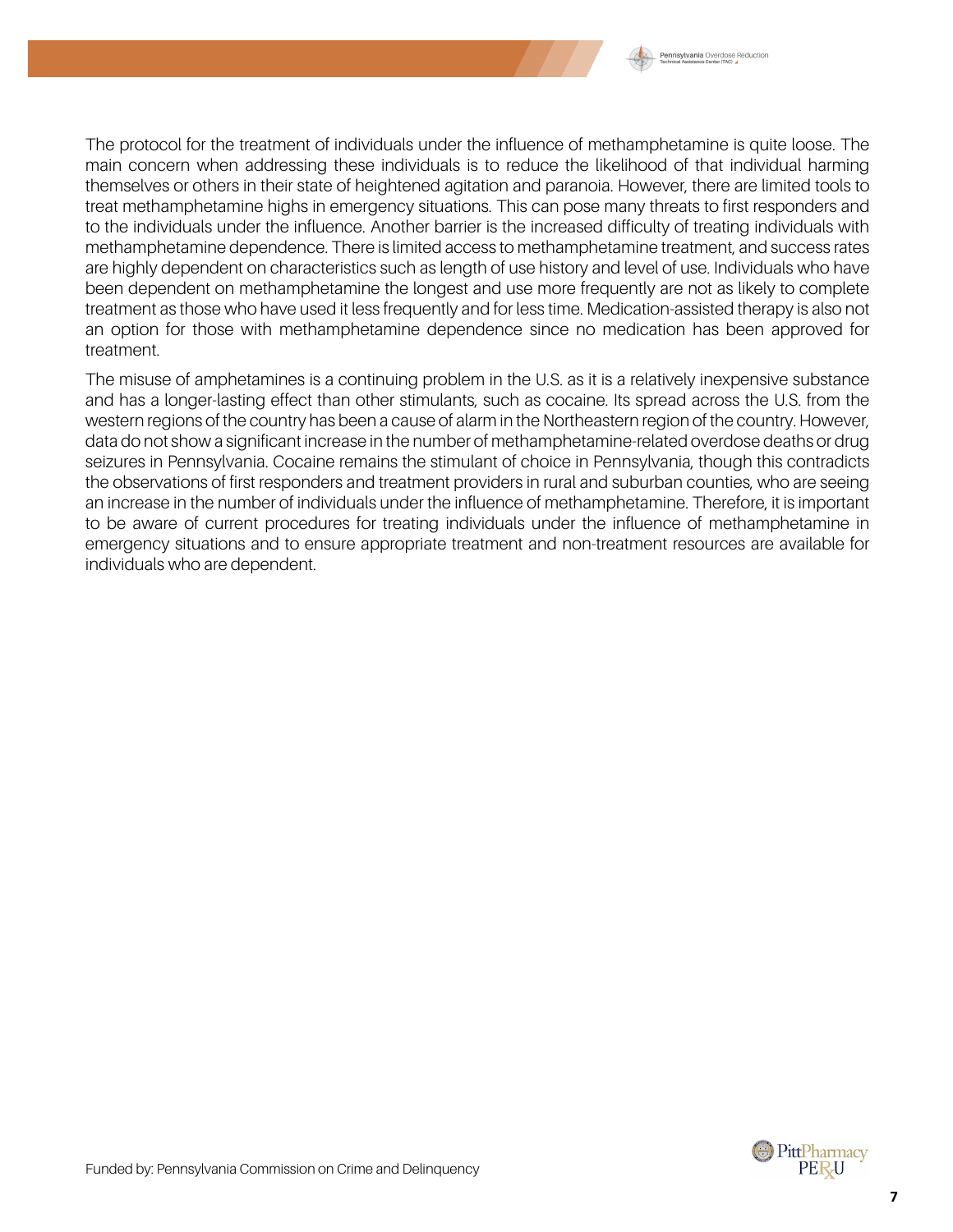The protocol for the treatment of individuals under the influence of methamphetamine is quite loose. The main concern when addressing these individuals is to reduce the likelihood of that individual harming themselves or others in their state of heightened agitation and paranoia. However, there are limited tools to treat methamphetamine highs in emergency situations. This can pose many threats to first responders and to the individuals under the influence. Another barrier is the increased difficulty of treating individuals with methamphetamine dependence. There is limited access to methamphetamine treatment, and success rates are highly dependent on characteristics such as length of use history and level of use. Individuals who have been dependent on methamphetamine the longest and use more frequently are not as likely to complete treatment as those who have used it less frequently and for less time. Medication-assisted therapy is also not an option for those with methamphetamine dependence since no medication has been approved for treatment.

The misuse of amphetamines is a continuing problem in the U.S. as it is a relatively inexpensive substance and has a longer-lasting effect than other stimulants, such as cocaine. Its spread across the U.S. from the western regions of the country has been a cause of alarm in the Northeastern region of the country. However, data do not show a significant increase in the number of methamphetamine-related overdose deaths or drug seizures in Pennsylvania. Cocaine remains the stimulant of choice in Pennsylvania, though this contradicts the observations of first responders and treatment providers in rural and suburban counties, who are seeing an increase in the number of individuals under the influence of methamphetamine. Therefore, it is important to be aware of current procedures for treating individuals under the influence of methamphetamine in emergency situations and to ensure appropriate treatment and non-treatment resources are available for individuals who are dependent.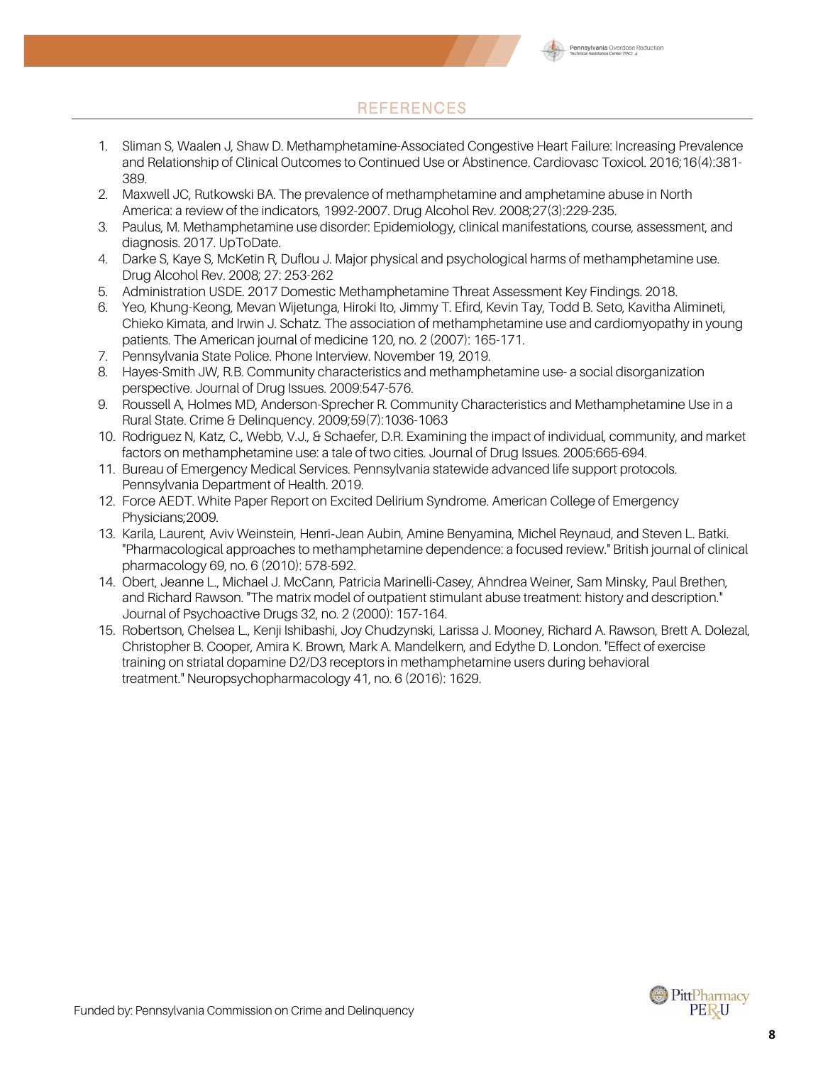## REFERENCES

1. Sliman S, Waalen J, Shaw D. Methamphetamine-Associated Congestive Heart Failure: Increasing Prevalence and Relationship of Clinical Outcomes to Continued Use or Abstinence. Cardiovasc Toxicol. 2016;16(4):381-389.
2. Maxwell JC, Rutkowski BA. The prevalence of methamphetamine and amphetamine abuse in North America: a review of the indicators, 1992-2007. Drug Alcohol Rev. 2008;27(3):229-235.
3. Paulus, M. Methamphetamine use disorder: Epidemiology, clinical manifestations, course, assessment, and diagnosis. 2017. UpToDate.
4. Darke S, Kaye S, McKetin R, Duflou J. Major physical and psychological harms of methamphetamine use. Drug Alcohol Rev. 2008; 27: 253-262
5. Administration USDE. 2017 Domestic Methamphetamine Threat Assessment Key Findings. 2018.
6. Yeo, Khung-Keong, Mevan Wijetunga, Hiroki Ito, Jimmy T. Efird, Kevin Tay, Todd B. Seto, Kavitha Alimineti, Chieko Kimata, and Irwin J. Schatz. The association of methamphetamine use and cardiomyopathy in young patients. The American journal of medicine 120, no. 2 (2007): 165-171.
7. Pennsylvania State Police. Phone Interview. November 19, 2019.
8. Hayes-Smith JW, R.B. Community characteristics and methamphetamine use- a social disorganization perspective. Journal of Drug Issues. 2009:547-576.
9. Roussell A, Holmes MD, Anderson-Sprecher R. Community Characteristics and Methamphetamine Use in a Rural State. Crime & Delinquency. 2009;59(7):1036-1063
10. Rodriguez N, Katz, C., Webb, V.J., & Schaefer, D.R. Examining the impact of individual, community, and market factors on methamphetamine use: a tale of two cities. Journal of Drug Issues. 2005:665-694.
11. Bureau of Emergency Medical Services. Pennsylvania statewide advanced life support protocols. Pennsylvania Department of Health. 2019.
12. Force AEDT. White Paper Report on Excited Delirium Syndrome. American College of Emergency Physicians;2009.
13. Karila, Laurent, Aviv Weinstein, Henri-Jean Aubin, Amine Benyamina, Michel Reynaud, and Steven L. Batki. "Pharmacological approaches to methamphetamine dependence: a focused review." British journal of clinical pharmacology 69, no. 6 (2010): 578-592.
14. Obert, Jeanne L., Michael J. McCann, Patricia Marinelli-Casey, Ahndrea Weiner, Sam Minsky, Paul Brethen, and Richard Rawson. "The matrix model of outpatient stimulant abuse treatment: history and description." Journal of Psychoactive Drugs 32, no. 2 (2000): 157-164.
15. Robertson, Chelsea L., Kenji Ishibashi, Joy Chudzynski, Larissa J. Mooney, Richard A. Rawson, Brett A. Dolezal, Christopher B. Cooper, Amira K. Brown, Mark A. Mandelkern, and Edythe D. London. "Effect of exercise training on striatal dopamine D2/D3 receptors in methamphetamine users during behavioral treatment." Neuropsychopharmacology 41, no. 6 (2016): 1629.

Funded by: Pennsylvania Commission on Crime and Delinquency